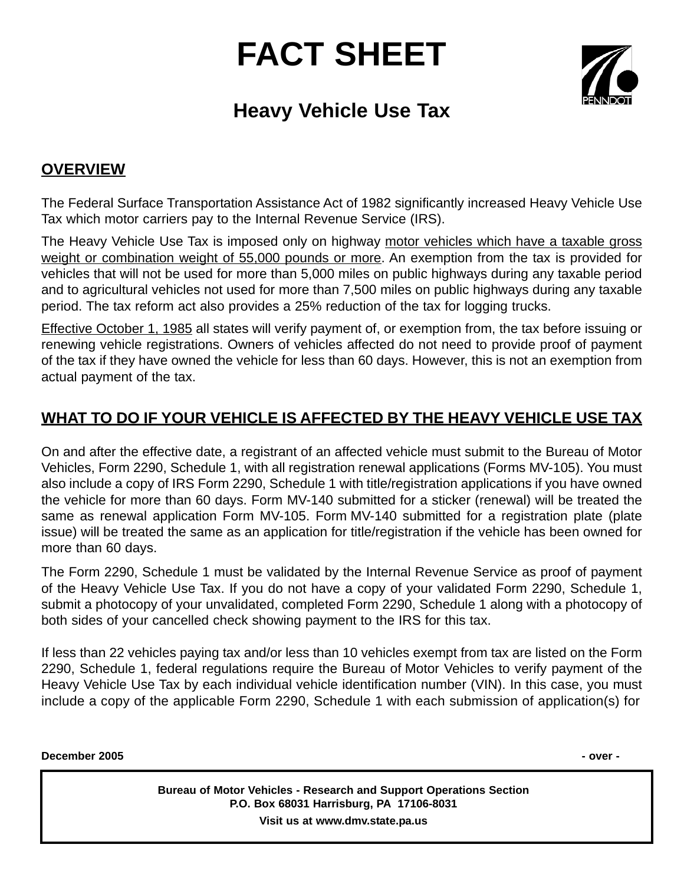# FACT SHEET

## Heavy Vehicle Use Tax

### OVERVIEW

The Federal Surface Transportation Assistance Act of 1982 significantly increased Heavy Vehicle Use Tax which motor carriers pay to the Internal Revenue Service (IRS).

The Heavy Vehicle Use Tax is imposed only on highway motor vehicles which have a taxable gross weight or combination weight of 55,000 pounds or more. An exemption from the tax is provided for vehicles that will not be used for more than 5,000 miles on public highways during any taxable period and to agricultural vehicles not used for more than 7,500 miles on public highways during any taxable period. The tax reform act also provides a 25% reduction of the tax for logging trucks.

Effective October 1, 1985 all states will verify payment of, or exemption from, the tax before issuing or renewing vehicle registrations. Owners of vehicles affected do not need to provide proof of payment of the tax if they have owned the vehicle for less than 60 days. However, this is not an exemption from actual payment of the tax.

### WHAT TO DO IF YOUR VEHICLE IS AFFECTED BY THE HEAVY VEHICLE USE TAX

On and after the effective date, a registrant of an affected vehicle must submit to the Bureau of Motor Vehicles, Form 2290, Schedule 1, with all registration renewal applications (Forms MV-105). You must also include a copy of IRS Form 2290, Schedule 1 with title/registration applications if you have owned the vehicle for more than 60 days. Form MV-140 submitted for a sticker (renewal) will be treated the same as renewal application Form MV-105. Form MV-140 submitted for a registration plate (plate issue) will be treated the same as an application for title/registration if the vehicle has been owned for more than 60 days.

The Form 2290, Schedule 1 must be validated by the Internal Revenue Service as proof of payment of the Heavy Vehicle Use Tax. If you do not have a copy of your validated Form 2290, Schedule 1, submit a photocopy of your unvalidated, completed Form 2290, Schedule 1 along with a photocopy of both sides of your cancelled check showing payment to the IRS for this tax.

If less than 22 vehicles paying tax and/or less than 10 vehicles exempt from tax are listed on the Form 2290, Schedule 1, federal regulations require the Bureau of Motor Vehicles to verify payment of the Heavy Vehicle Use Tax by each individual vehicle identification number (VIN). In this case, you must include a copy of the applicable Form 2290, Schedule 1 with each submission of application(s) for

December 2005 - over -

**Bureau of Motor Vehicles - Research and Support Operations Section**
**P.O. Box 68031 Harrisburg, PA 17106-8031**
**Visit us at www.dmv.state.pa.us**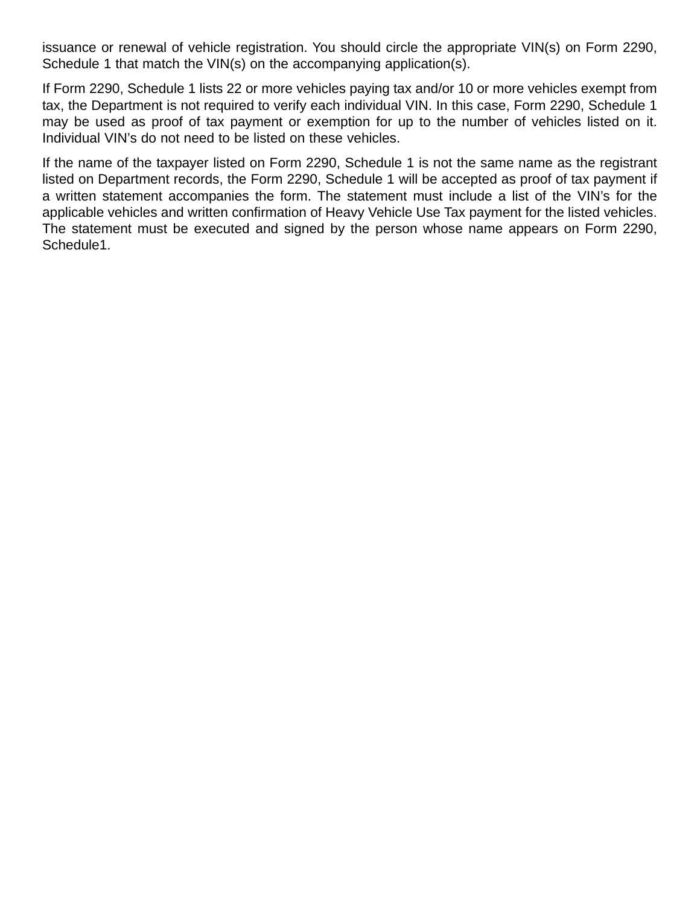issuance or renewal of vehicle registration. You should circle the appropriate VIN(s) on Form 2290, Schedule 1 that match the VIN(s) on the accompanying application(s).

If Form 2290, Schedule 1 lists 22 or more vehicles paying tax and/or 10 or more vehicles exempt from tax, the Department is not required to verify each individual VIN. In this case, Form 2290, Schedule 1 may be used as proof of tax payment or exemption for up to the number of vehicles listed on it. Individual VIN's do not need to be listed on these vehicles.

If the name of the taxpayer listed on Form 2290, Schedule 1 is not the same name as the registrant listed on Department records, the Form 2290, Schedule 1 will be accepted as proof of tax payment if a written statement accompanies the form. The statement must include a list of the VIN's for the applicable vehicles and written confirmation of Heavy Vehicle Use Tax payment for the listed vehicles. The statement must be executed and signed by the person whose name appears on Form 2290, Schedule1.